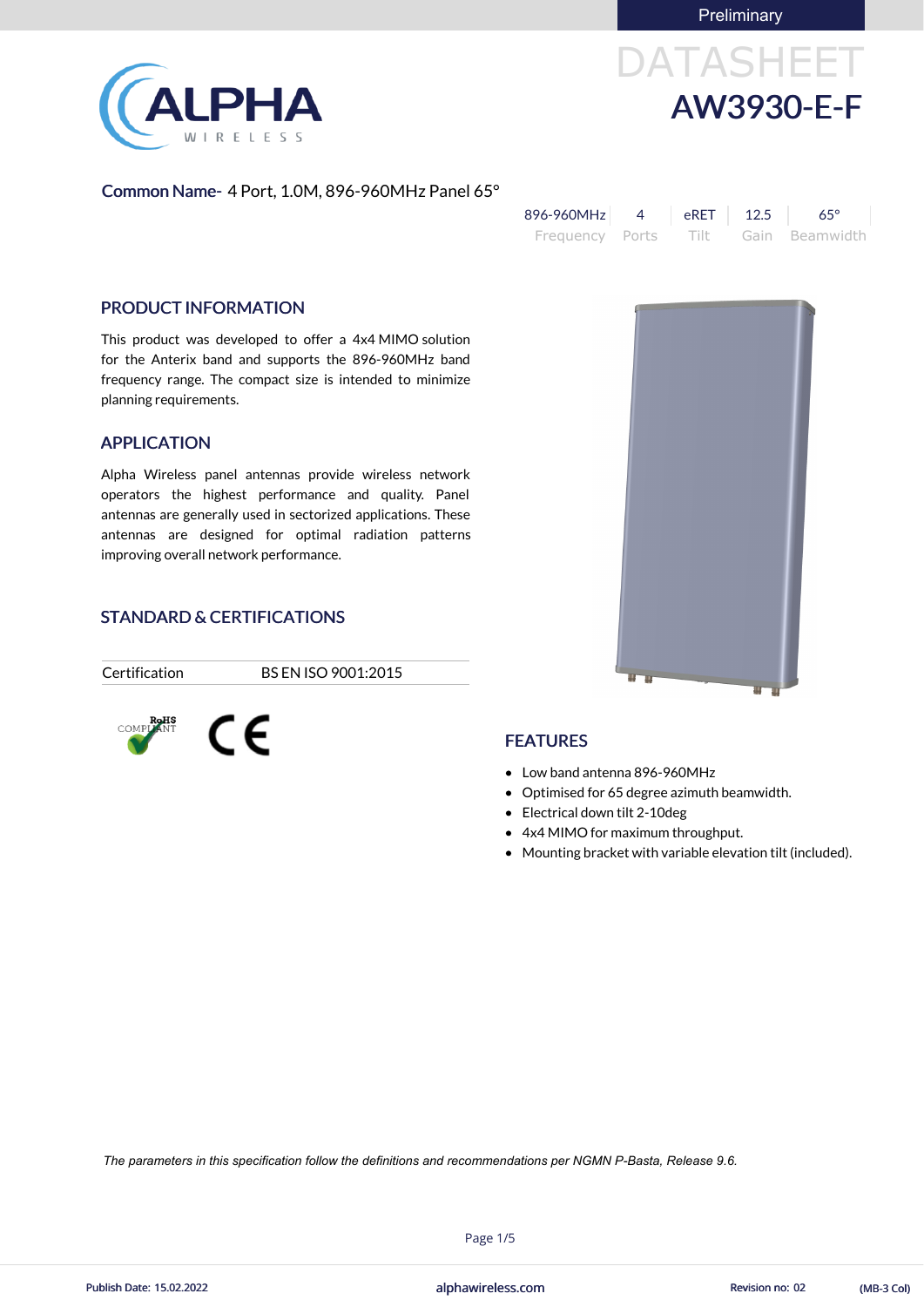Preliminary

# DATASHEET
# AW3930-E-F

**Common Name-** 4 Port, 1.0M, 896-960MHz Panel 65°

| 896-960MHz | 4 | eRET | 12.5 | 65° |
|---|---|---|---|---|
| Frequency | Ports | Tilt | Gain | Beamwidth |

## PRODUCT INFORMATION

This product was developed to offer a 4x4 MIMO solution for the Anterix band and supports the 896-960MHz band frequency range. The compact size is intended to minimize planning requirements.

## APPLICATION

Alpha Wireless panel antennas provide wireless network operators the highest performance and quality. Panel antennas are generally used in sectorized applications. These antennas are designed for optimal radiation patterns improving overall network performance.

## STANDARD & CERTIFICATIONS

| Certification | BS EN ISO 9001:2015 |
|---|---|

RoHS COMPLIANT

CE

## FEATURES

- Low band antenna 896-960MHz
- Optimised for 65 degree azimuth beamwidth.
- Electrical down tilt 2-10deg
- 4x4 MIMO for maximum throughput.
- Mounting bracket with variable elevation tilt (included).

*The parameters in this specification follow the definitions and recommendations per NGMN P-Basta, Release 9.6.*

Publish Date: 15.02.2022 alphawireless.com Revision no: 02 (MB-3 Col)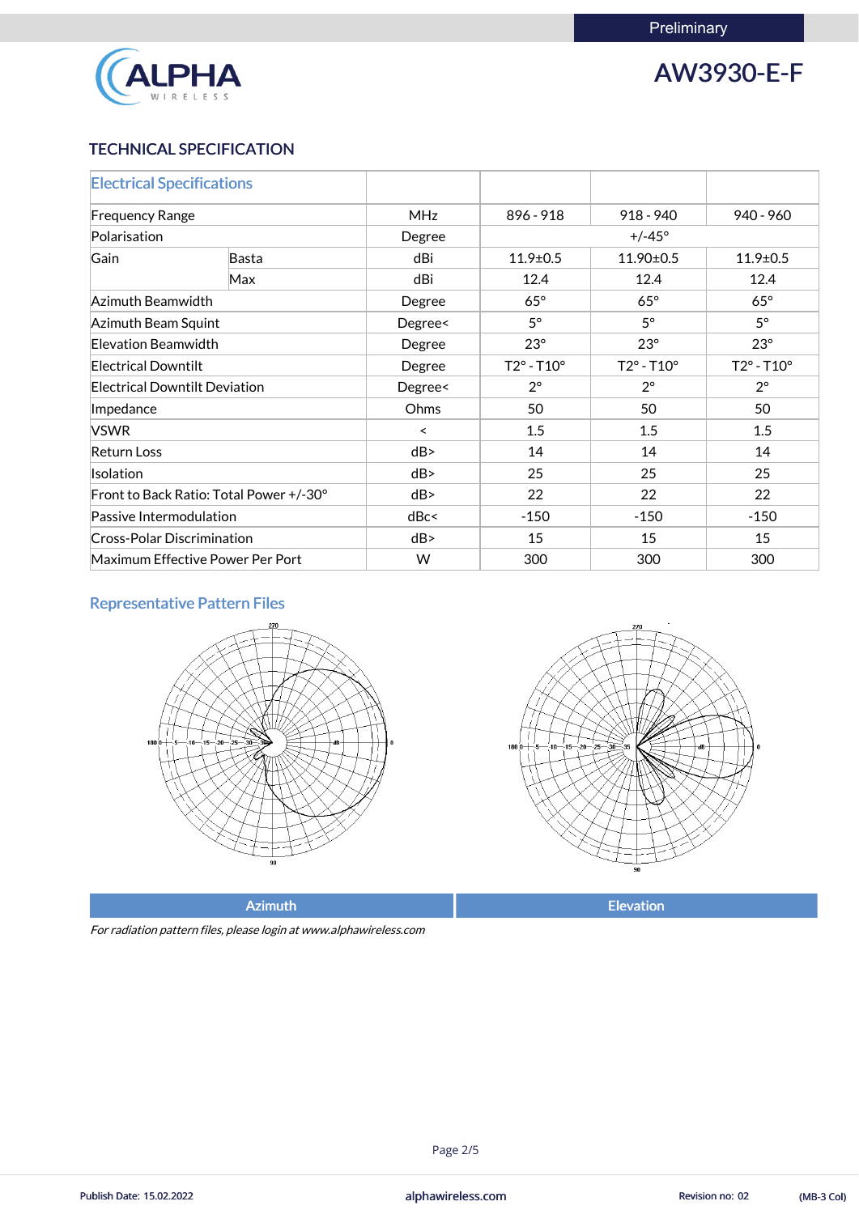Preliminary

# AW3930-E-F

## TECHNICAL SPECIFICATION

| Electrical Specifications | | | | | |
|---|---|---|---|---|---|
| Frequency Range | | MHz | 896 - 918 | 918 - 940 | 940 - 960 |
| Polarisation | | Degree | +/-45° | | |
| Gain | Basta | dBi | 11.9±0.5 | 11.90±0.5 | 11.9±0.5 |
| | Max | dBi | 12.4 | 12.4 | 12.4 |
| Azimuth Beamwidth | | Degree | 65° | 65° | 65° |
| Azimuth Beam Squint | | Degree< | 5° | 5° | 5° |
| Elevation Beamwidth | | Degree | 23° | 23° | 23° |
| Electrical Downtilt | | Degree | T2° - T10° | T2° - T10° | T2° - T10° |
| Electrical Downtilt Deviation | | Degree< | 2° | 2° | 2° |
| Impedance | | Ohms | 50 | 50 | 50 |
| VSWR | | < | 1.5 | 1.5 | 1.5 |
| Return Loss | | dB> | 14 | 14 | 14 |
| Isolation | | dB> | 25 | 25 | 25 |
| Front to Back Ratio: Total Power +/-30° | | dB> | 22 | 22 | 22 |
| Passive Intermodulation | | dBc< | -150 | -150 | -150 |
| Cross-Polar Discrimination | | dB> | 15 | 15 | 15 |
| Maximum Effective Power Per Port | | W | 300 | 300 | 300 |

### Representative Pattern Files

Azimuth | Elevation

*For radiation pattern files, please login at www.alphawireless.com*

Publish Date: 15.02.2022 | alphawireless.com | Revision no: 02 | (MB-3 Col)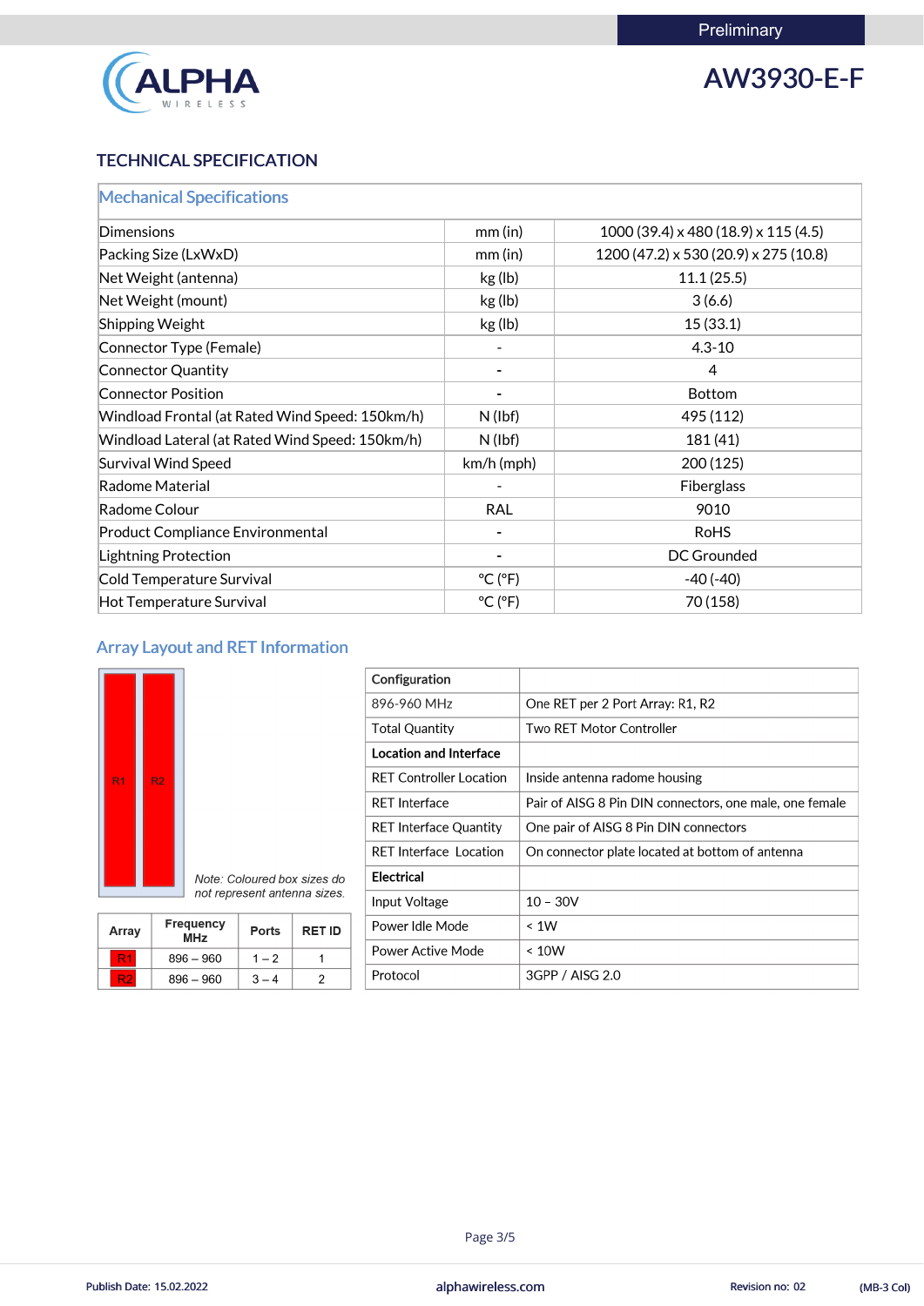Preliminary

# AW3930-E-F

## TECHNICAL SPECIFICATION

| Mechanical Specifications | | |
|---|---|---|
| Dimensions | mm (in) | 1000 (39.4) x 480 (18.9) x 115 (4.5) |
| Packing Size (LxWxD) | mm (in) | 1200 (47.2) x 530 (20.9) x 275 (10.8) |
| Net Weight (antenna) | kg (lb) | 11.1 (25.5) |
| Net Weight (mount) | kg (lb) | 3 (6.6) |
| Shipping Weight | kg (lb) | 15 (33.1) |
| Connector Type (Female) | - | 4.3-10 |
| Connector Quantity | - | 4 |
| Connector Position | - | Bottom |
| Windload Frontal (at Rated Wind Speed: 150km/h) | N (lbf) | 495 (112) |
| Windload Lateral (at Rated Wind Speed: 150km/h) | N (lbf) | 181 (41) |
| Survival Wind Speed | km/h (mph) | 200 (125) |
| Radome Material | - | Fiberglass |
| Radome Colour | RAL | 9010 |
| Product Compliance Environmental | - | RoHS |
| Lightning Protection | - | DC Grounded |
| Cold Temperature Survival | °C (°F) | -40 (-40) |
| Hot Temperature Survival | °C (°F) | 70 (158) |

### Array Layout and RET Information

R1 R2

*Note: Coloured box sizes do not represent antenna sizes.*

| Array | Frequency MHz | Ports | RET ID |
|---|---|---|---|
| R1 | 896 – 960 | 1 – 2 | 1 |
| R2 | 896 – 960 | 3 – 4 | 2 |

| **Configuration** | |
|---|---|
| 896-960 MHz | One RET per 2 Port Array: R1, R2 |
| Total Quantity | Two RET Motor Controller |
| **Location and Interface** | |
| RET Controller Location | Inside antenna radome housing |
| RET Interface | Pair of AISG 8 Pin DIN connectors, one male, one female |
| RET Interface Quantity | One pair of AISG 8 Pin DIN connectors |
| RET Interface Location | On connector plate located at bottom of antenna |
| **Electrical** | |
| Input Voltage | 10 – 30V |
| Power Idle Mode | < 1W |
| Power Active Mode | < 10W |
| Protocol | 3GPP / AISG 2.0 |

Publish Date: 15.02.2022 alphawireless.com Revision no: 02 (MB-3 Col)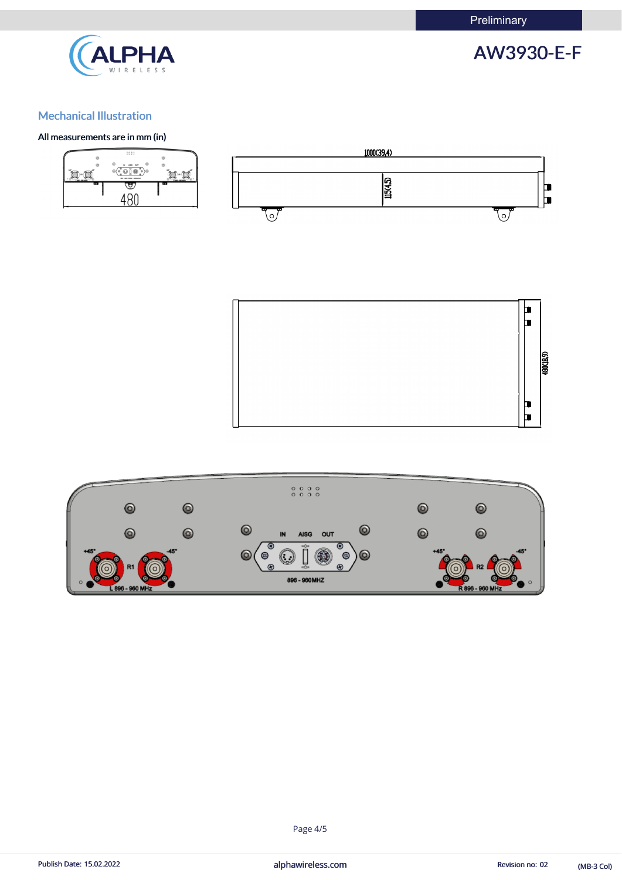## Mechanical Illustration

All measurements are in mm (in)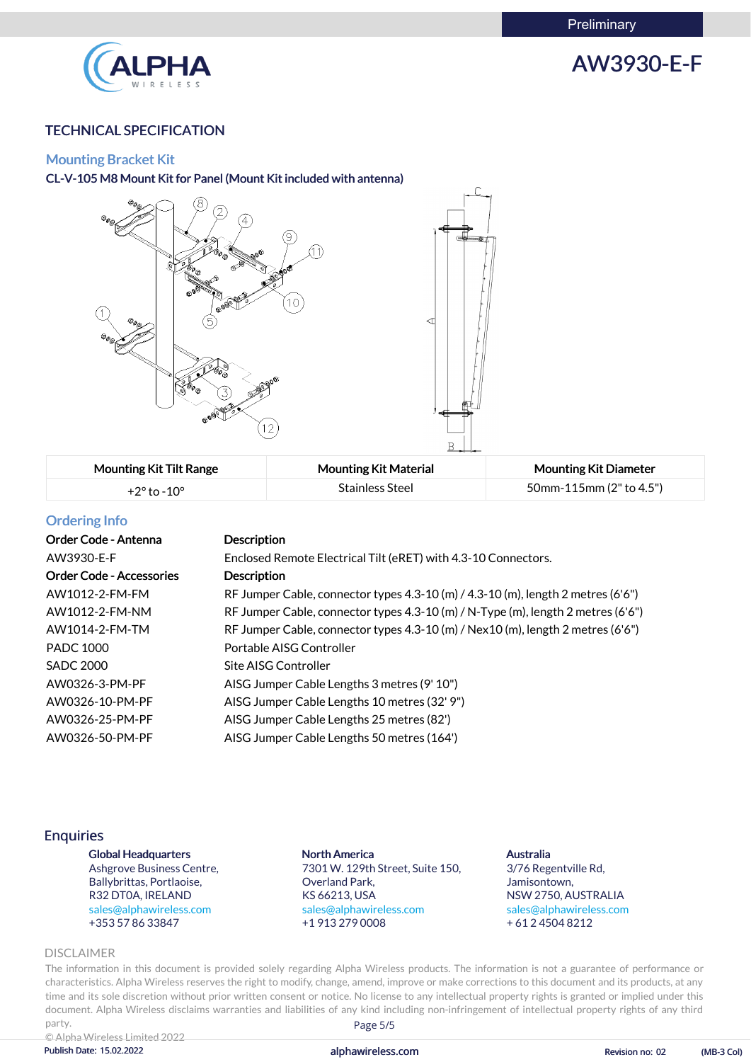Preliminary

# AW3930-E-F

## TECHNICAL SPECIFICATION

### Mounting Bracket Kit

**CL-V-105 M8 Mount Kit for Panel (Mount Kit included with antenna)**

| Mounting Kit Tilt Range | Mounting Kit Material | Mounting Kit Diameter |
|---|---|---|
| +2° to -10° | Stainless Steel | 50mm-115mm (2" to 4.5") |

### Ordering Info

| Order Code - Antenna | Description |
|---|---|
| AW3930-E-F | Enclosed Remote Electrical Tilt (eRET) with 4.3-10 Connectors. |
| **Order Code - Accessories** | **Description** |
| AW1012-2-FM-FM | RF Jumper Cable, connector types 4.3-10 (m) / 4.3-10 (m), length 2 metres (6'6") |
| AW1012-2-FM-NM | RF Jumper Cable, connector types 4.3-10 (m) / N-Type (m), length 2 metres (6'6") |
| AW1014-2-FM-TM | RF Jumper Cable, connector types 4.3-10 (m) / Nex10 (m), length 2 metres (6'6") |
| PADC 1000 | Portable AISG Controller |
| SADC 2000 | Site AISG Controller |
| AW0326-3-PM-PF | AISG Jumper Cable Lengths 3 metres (9' 10") |
| AW0326-10-PM-PF | AISG Jumper Cable Lengths 10 metres (32' 9") |
| AW0326-25-PM-PF | AISG Jumper Cable Lengths 25 metres (82') |
| AW0326-50-PM-PF | AISG Jumper Cable Lengths 50 metres (164') |

## Enquiries

**Global Headquarters**
Ashgrove Business Centre,
Ballybrittas, Portlaoise,
R32 DT0A, IRELAND
sales@alphawireless.com
+353 57 86 33847

**North America**
7301 W. 129th Street, Suite 150,
Overland Park,
KS 66213, USA
sales@alphawireless.com
+1 913 279 0008

**Australia**
3/76 Regentville Rd,
Jamisontown,
NSW 2750, AUSTRALIA
sales@alphawireless.com
+ 61 2 4504 8212

DISCLAIMER

The information in this document is provided solely regarding Alpha Wireless products. The information is not a guarantee of performance or characteristics. Alpha Wireless reserves the right to modify, change, amend, improve or make corrections to this document and its products, at any time and its sole discretion without prior written consent or notice. No license to any intellectual property rights is granted or implied under this document. Alpha Wireless disclaims warranties and liabilities of any kind including non-infringement of intellectual property rights of any third party.

© Alpha Wireless Limited 2022

Publish Date: 15.02.2022 alphawireless.com Revision no: 02 (MB-3 Col)